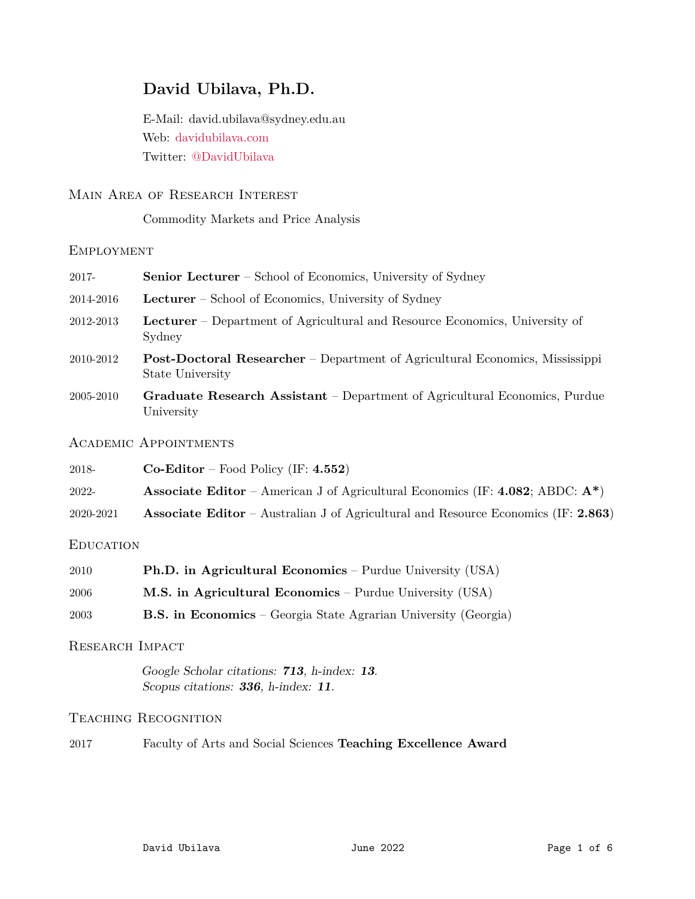# David Ubilava, Ph.D.

E-Mail: david.ubilava@sydney.edu.au
Web: davidubilava.com
Twitter: @DavidUbilava

## Main Area of Research Interest

Commodity Markets and Price Analysis

## Employment

| | |
|---|---|
| 2017- | **Senior Lecturer** – School of Economics, University of Sydney |
| 2014-2016 | **Lecturer** – School of Economics, University of Sydney |
| 2012-2013 | **Lecturer** – Department of Agricultural and Resource Economics, University of Sydney |
| 2010-2012 | **Post-Doctoral Researcher** – Department of Agricultural Economics, Mississippi State University |
| 2005-2010 | **Graduate Research Assistant** – Department of Agricultural Economics, Purdue University |

## Academic Appointments

| | |
|---|---|
| 2018- | **Co-Editor** – Food Policy (IF: **4.552**) |
| 2022- | **Associate Editor** – American J of Agricultural Economics (IF: **4.082**; ABDC: **A***) |
| 2020-2021 | **Associate Editor** – Australian J of Agricultural and Resource Economics (IF: **2.863**) |

## Education

| | |
|---|---|
| 2010 | **Ph.D. in Agricultural Economics** – Purdue University (USA) |
| 2006 | **M.S. in Agricultural Economics** – Purdue University (USA) |
| 2003 | **B.S. in Economics** – Georgia State Agrarian University (Georgia) |

## Research Impact

*Google Scholar citations: **713**, h-index: **13**.*
*Scopus citations: **336**, h-index: **11**.*

## Teaching Recognition

| | |
|---|---|
| 2017 | Faculty of Arts and Social Sciences **Teaching Excellence Award** |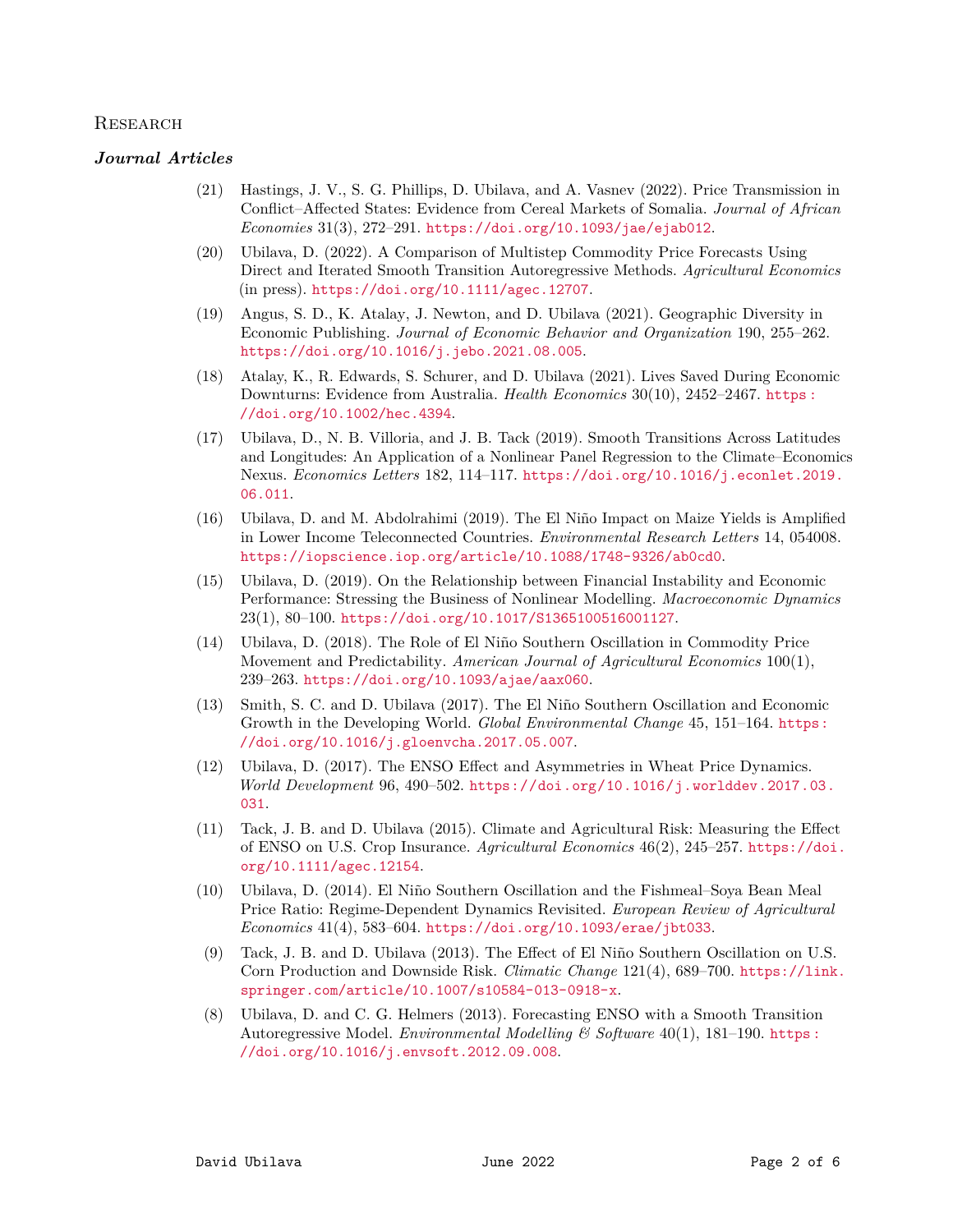## Research

### *Journal Articles*

(21) Hastings, J. V., S. G. Phillips, D. Ubilava, and A. Vasnev (2022). Price Transmission in Conflict–Affected States: Evidence from Cereal Markets of Somalia. *Journal of African Economies* 31(3), 272–291. https://doi.org/10.1093/jae/ejab012.

(20) Ubilava, D. (2022). A Comparison of Multistep Commodity Price Forecasts Using Direct and Iterated Smooth Transition Autoregressive Methods. *Agricultural Economics* (in press). https://doi.org/10.1111/agec.12707.

(19) Angus, S. D., K. Atalay, J. Newton, and D. Ubilava (2021). Geographic Diversity in Economic Publishing. *Journal of Economic Behavior and Organization* 190, 255–262. https://doi.org/10.1016/j.jebo.2021.08.005.

(18) Atalay, K., R. Edwards, S. Schurer, and D. Ubilava (2021). Lives Saved During Economic Downturns: Evidence from Australia. *Health Economics* 30(10), 2452–2467. https://doi.org/10.1002/hec.4394.

(17) Ubilava, D., N. B. Villoria, and J. B. Tack (2019). Smooth Transitions Across Latitudes and Longitudes: An Application of a Nonlinear Panel Regression to the Climate–Economics Nexus. *Economics Letters* 182, 114–117. https://doi.org/10.1016/j.econlet.2019.06.011.

(16) Ubilava, D. and M. Abdolrahimi (2019). The El Niño Impact on Maize Yields is Amplified in Lower Income Teleconnected Countries. *Environmental Research Letters* 14, 054008. https://iopscience.iop.org/article/10.1088/1748-9326/ab0cd0.

(15) Ubilava, D. (2019). On the Relationship between Financial Instability and Economic Performance: Stressing the Business of Nonlinear Modelling. *Macroeconomic Dynamics* 23(1), 80–100. https://doi.org/10.1017/S1365100516001127.

(14) Ubilava, D. (2018). The Role of El Niño Southern Oscillation in Commodity Price Movement and Predictability. *American Journal of Agricultural Economics* 100(1), 239–263. https://doi.org/10.1093/ajae/aax060.

(13) Smith, S. C. and D. Ubilava (2017). The El Niño Southern Oscillation and Economic Growth in the Developing World. *Global Environmental Change* 45, 151–164. https://doi.org/10.1016/j.gloenvcha.2017.05.007.

(12) Ubilava, D. (2017). The ENSO Effect and Asymmetries in Wheat Price Dynamics. *World Development* 96, 490–502. https://doi.org/10.1016/j.worlddev.2017.03.031.

(11) Tack, J. B. and D. Ubilava (2015). Climate and Agricultural Risk: Measuring the Effect of ENSO on U.S. Crop Insurance. *Agricultural Economics* 46(2), 245–257. https://doi.org/10.1111/agec.12154.

(10) Ubilava, D. (2014). El Niño Southern Oscillation and the Fishmeal–Soya Bean Meal Price Ratio: Regime-Dependent Dynamics Revisited. *European Review of Agricultural Economics* 41(4), 583–604. https://doi.org/10.1093/erae/jbt033.

(9) Tack, J. B. and D. Ubilava (2013). The Effect of El Niño Southern Oscillation on U.S. Corn Production and Downside Risk. *Climatic Change* 121(4), 689–700. https://link.springer.com/article/10.1007/s10584-013-0918-x.

(8) Ubilava, D. and C. G. Helmers (2013). Forecasting ENSO with a Smooth Transition Autoregressive Model. *Environmental Modelling & Software* 40(1), 181–190. https://doi.org/10.1016/j.envsoft.2012.09.008.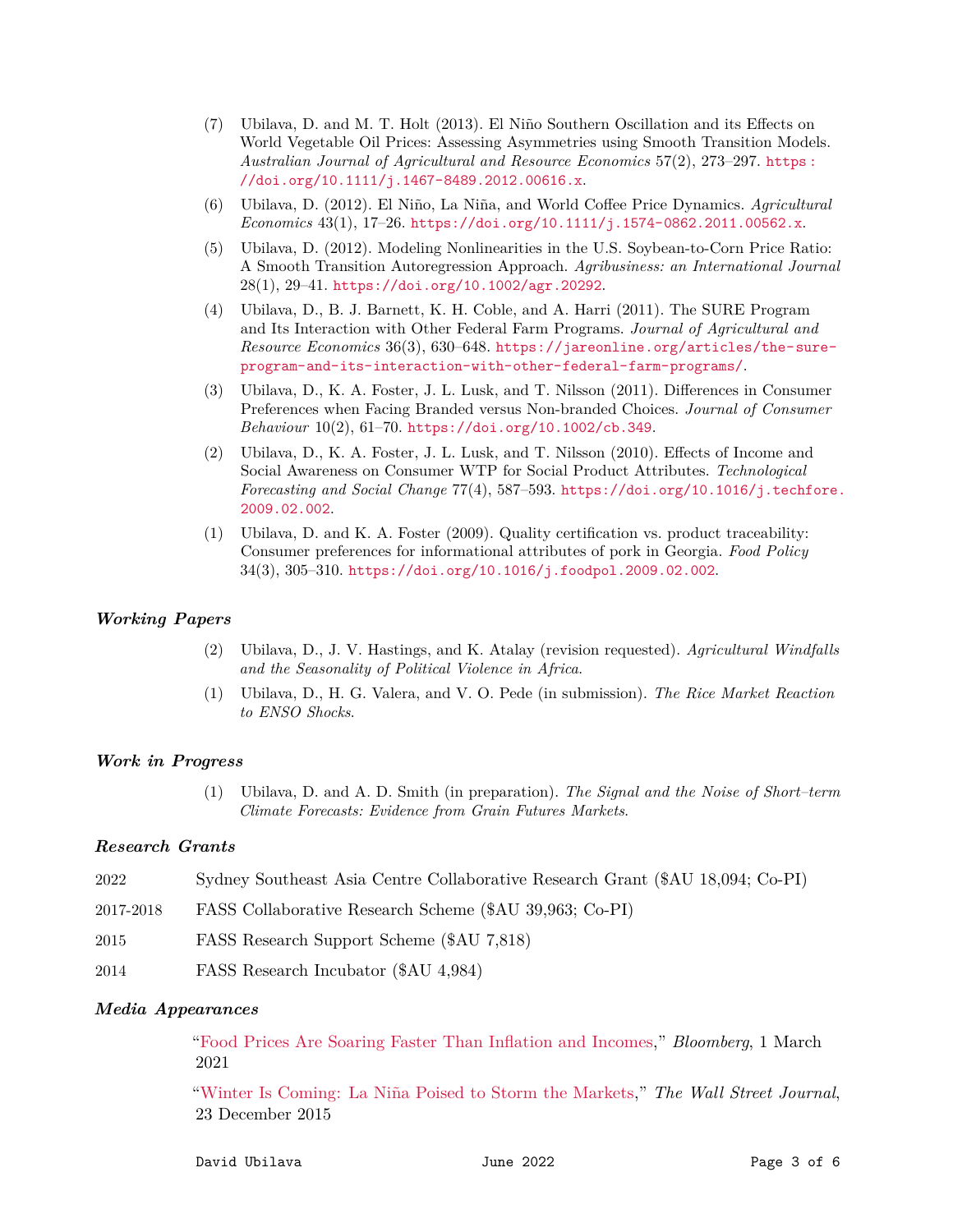(7) Ubilava, D. and M. T. Holt (2013). El Niño Southern Oscillation and its Effects on World Vegetable Oil Prices: Assessing Asymmetries using Smooth Transition Models. *Australian Journal of Agricultural and Resource Economics* 57(2), 273–297. https://doi.org/10.1111/j.1467-8489.2012.00616.x.

(6) Ubilava, D. (2012). El Niño, La Niña, and World Coffee Price Dynamics. *Agricultural Economics* 43(1), 17–26. https://doi.org/10.1111/j.1574-0862.2011.00562.x.

(5) Ubilava, D. (2012). Modeling Nonlinearities in the U.S. Soybean-to-Corn Price Ratio: A Smooth Transition Autoregression Approach. *Agribusiness: an International Journal* 28(1), 29–41. https://doi.org/10.1002/agr.20292.

(4) Ubilava, D., B. J. Barnett, K. H. Coble, and A. Harri (2011). The SURE Program and Its Interaction with Other Federal Farm Programs. *Journal of Agricultural and Resource Economics* 36(3), 630–648. https://jareonline.org/articles/the-sure-program-and-its-interaction-with-other-federal-farm-programs/.

(3) Ubilava, D., K. A. Foster, J. L. Lusk, and T. Nilsson (2011). Differences in Consumer Preferences when Facing Branded versus Non-branded Choices. *Journal of Consumer Behaviour* 10(2), 61–70. https://doi.org/10.1002/cb.349.

(2) Ubilava, D., K. A. Foster, J. L. Lusk, and T. Nilsson (2010). Effects of Income and Social Awareness on Consumer WTP for Social Product Attributes. *Technological Forecasting and Social Change* 77(4), 587–593. https://doi.org/10.1016/j.techfore.2009.02.002.

(1) Ubilava, D. and K. A. Foster (2009). Quality certification vs. product traceability: Consumer preferences for informational attributes of pork in Georgia. *Food Policy* 34(3), 305–310. https://doi.org/10.1016/j.foodpol.2009.02.002.

### *Working Papers*

(2) Ubilava, D., J. V. Hastings, and K. Atalay (revision requested). *Agricultural Windfalls and the Seasonality of Political Violence in Africa*.

(1) Ubilava, D., H. G. Valera, and V. O. Pede (in submission). *The Rice Market Reaction to ENSO Shocks*.

### *Work in Progress*

(1) Ubilava, D. and A. D. Smith (in preparation). *The Signal and the Noise of Short–term Climate Forecasts: Evidence from Grain Futures Markets*.

### *Research Grants*

2022 Sydney Southeast Asia Centre Collaborative Research Grant ($AU 18,094; Co-PI)

2017-2018 FASS Collaborative Research Scheme ($AU 39,963; Co-PI)

2015 FASS Research Support Scheme ($AU 7,818)

2014 FASS Research Incubator ($AU 4,984)

### *Media Appearances*

"Food Prices Are Soaring Faster Than Inflation and Incomes," *Bloomberg*, 1 March 2021

"Winter Is Coming: La Niña Poised to Storm the Markets," *The Wall Street Journal*, 23 December 2015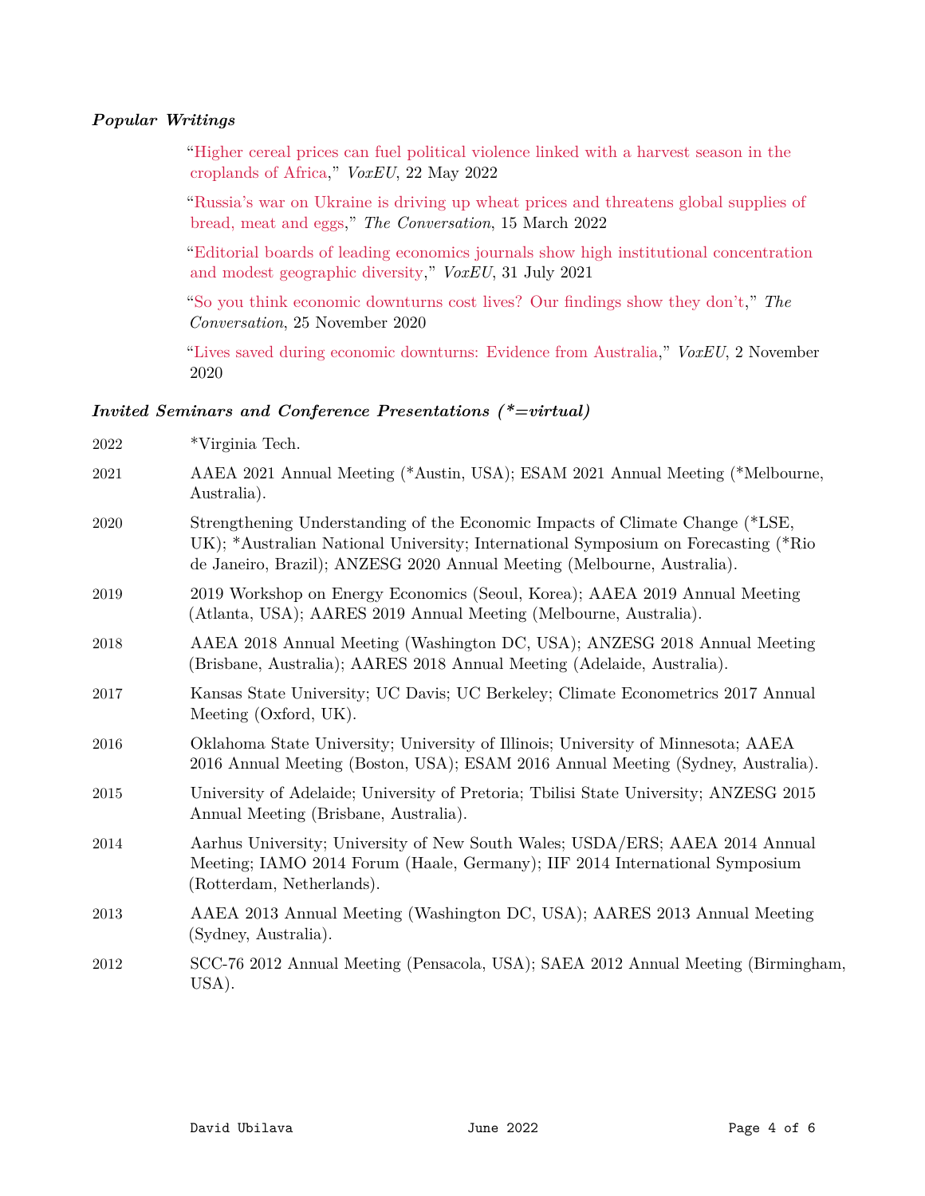### *Popular Writings*

"Higher cereal prices can fuel political violence linked with a harvest season in the croplands of Africa," *VoxEU*, 22 May 2022

"Russia's war on Ukraine is driving up wheat prices and threatens global supplies of bread, meat and eggs," *The Conversation*, 15 March 2022

"Editorial boards of leading economics journals show high institutional concentration and modest geographic diversity," *VoxEU*, 31 July 2021

"So you think economic downturns cost lives? Our findings show they don't," *The Conversation*, 25 November 2020

"Lives saved during economic downturns: Evidence from Australia," *VoxEU*, 2 November 2020

### *Invited Seminars and Conference Presentations (*=virtual)*

2022 — *Virginia Tech.

2021 — AAEA 2021 Annual Meeting (*Austin, USA); ESAM 2021 Annual Meeting (*Melbourne, Australia).

2020 — Strengthening Understanding of the Economic Impacts of Climate Change (*LSE, UK); *Australian National University; International Symposium on Forecasting (*Rio de Janeiro, Brazil); ANZESG 2020 Annual Meeting (Melbourne, Australia).

2019 — 2019 Workshop on Energy Economics (Seoul, Korea); AAEA 2019 Annual Meeting (Atlanta, USA); AARES 2019 Annual Meeting (Melbourne, Australia).

2018 — AAEA 2018 Annual Meeting (Washington DC, USA); ANZESG 2018 Annual Meeting (Brisbane, Australia); AARES 2018 Annual Meeting (Adelaide, Australia).

2017 — Kansas State University; UC Davis; UC Berkeley; Climate Econometrics 2017 Annual Meeting (Oxford, UK).

2016 — Oklahoma State University; University of Illinois; University of Minnesota; AAEA 2016 Annual Meeting (Boston, USA); ESAM 2016 Annual Meeting (Sydney, Australia).

2015 — University of Adelaide; University of Pretoria; Tbilisi State University; ANZESG 2015 Annual Meeting (Brisbane, Australia).

2014 — Aarhus University; University of New South Wales; USDA/ERS; AAEA 2014 Annual Meeting; IAMO 2014 Forum (Haale, Germany); IIF 2014 International Symposium (Rotterdam, Netherlands).

2013 — AAEA 2013 Annual Meeting (Washington DC, USA); AARES 2013 Annual Meeting (Sydney, Australia).

2012 — SCC-76 2012 Annual Meeting (Pensacola, USA); SAEA 2012 Annual Meeting (Birmingham, USA).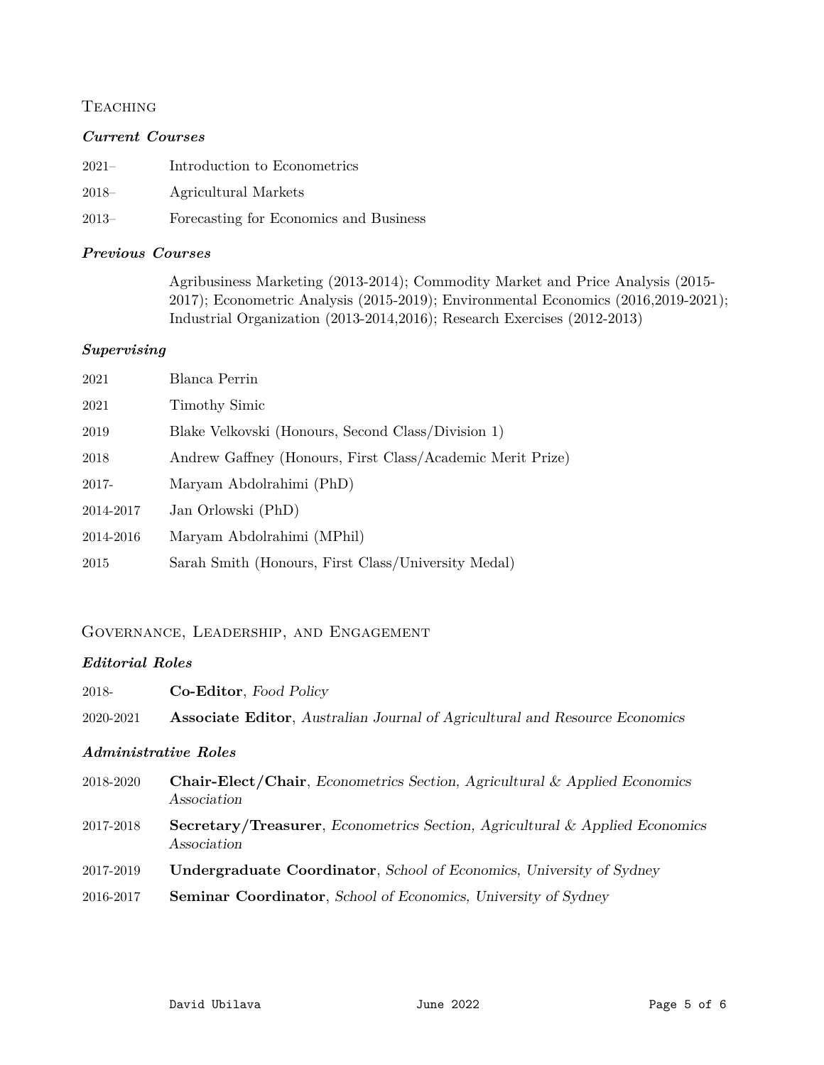## Teaching

### *Current Courses*

2021– Introduction to Econometrics

2018– Agricultural Markets

2013– Forecasting for Economics and Business

### *Previous Courses*

Agribusiness Marketing (2013-2014); Commodity Market and Price Analysis (2015-2017); Econometric Analysis (2015-2019); Environmental Economics (2016,2019-2021); Industrial Organization (2013-2014,2016); Research Exercises (2012-2013)

### *Supervising*

2021 Blanca Perrin

2021 Timothy Simic

2019 Blake Velkovski (Honours, Second Class/Division 1)

2018 Andrew Gaffney (Honours, First Class/Academic Merit Prize)

2017- Maryam Abdolrahimi (PhD)

2014-2017 Jan Orlowski (PhD)

2014-2016 Maryam Abdolrahimi (MPhil)

2015 Sarah Smith (Honours, First Class/University Medal)

## Governance, Leadership, and Engagement

### *Editorial Roles*

2018- **Co-Editor**, *Food Policy*

2020-2021 **Associate Editor**, *Australian Journal of Agricultural and Resource Economics*

### *Administrative Roles*

2018-2020 **Chair-Elect/Chair**, *Econometrics Section, Agricultural & Applied Economics Association*

2017-2018 **Secretary/Treasurer**, *Econometrics Section, Agricultural & Applied Economics Association*

2017-2019 **Undergraduate Coordinator**, *School of Economics, University of Sydney*

2016-2017 **Seminar Coordinator**, *School of Economics, University of Sydney*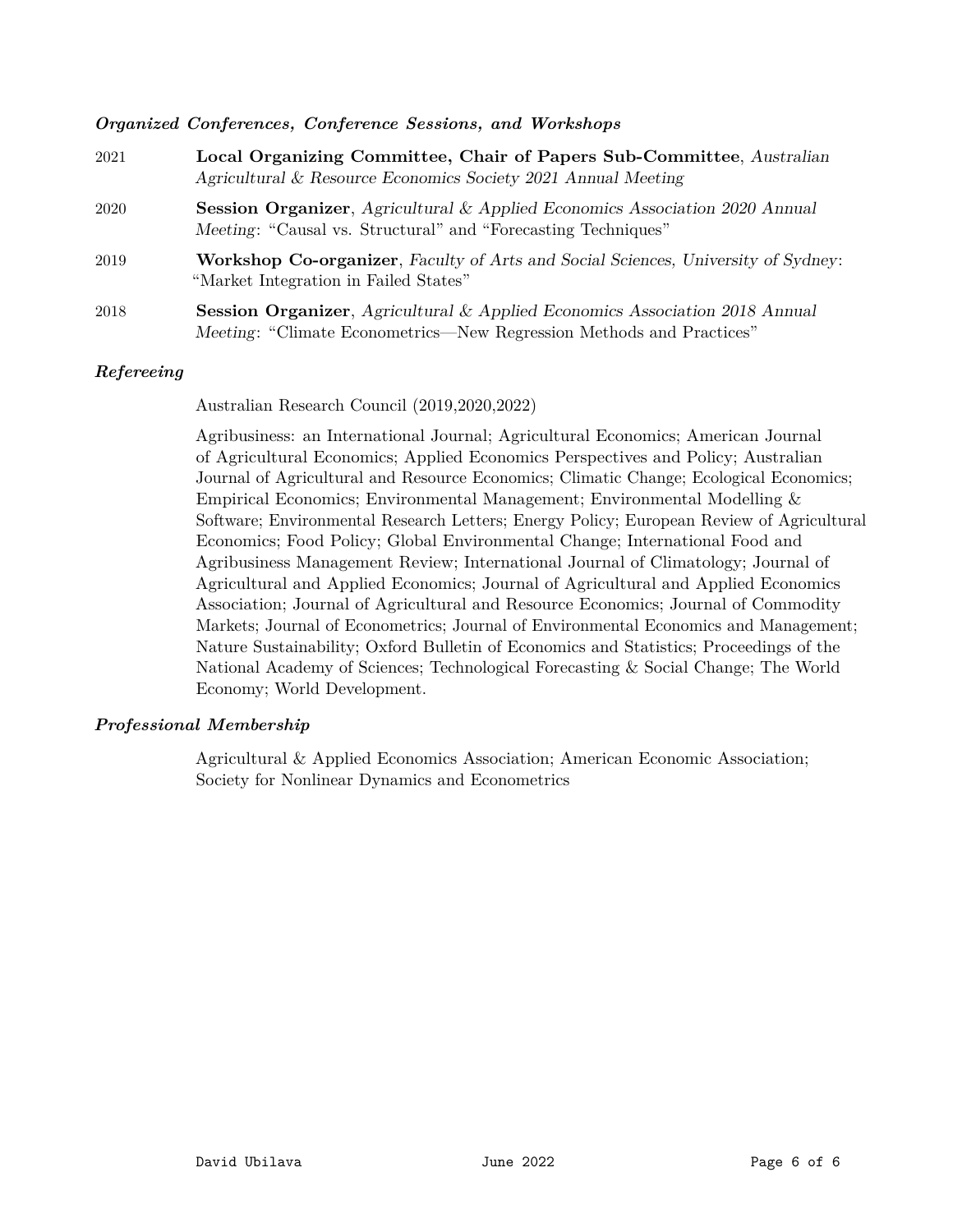### *Organized Conferences, Conference Sessions, and Workshops*

2021 **Local Organizing Committee, Chair of Papers Sub-Committee**, *Australian Agricultural & Resource Economics Society 2021 Annual Meeting*

2020 **Session Organizer**, *Agricultural & Applied Economics Association 2020 Annual Meeting*: "Causal vs. Structural" and "Forecasting Techniques"

2019 **Workshop Co-organizer**, *Faculty of Arts and Social Sciences, University of Sydney*: "Market Integration in Failed States"

2018 **Session Organizer**, *Agricultural & Applied Economics Association 2018 Annual Meeting*: "Climate Econometrics—New Regression Methods and Practices"

### *Refereeing*

Australian Research Council (2019,2020,2022)

Agribusiness: an International Journal; Agricultural Economics; American Journal of Agricultural Economics; Applied Economics Perspectives and Policy; Australian Journal of Agricultural and Resource Economics; Climatic Change; Ecological Economics; Empirical Economics; Environmental Management; Environmental Modelling & Software; Environmental Research Letters; Energy Policy; European Review of Agricultural Economics; Food Policy; Global Environmental Change; International Food and Agribusiness Management Review; International Journal of Climatology; Journal of Agricultural and Applied Economics; Journal of Agricultural and Applied Economics Association; Journal of Agricultural and Resource Economics; Journal of Commodity Markets; Journal of Econometrics; Journal of Environmental Economics and Management; Nature Sustainability; Oxford Bulletin of Economics and Statistics; Proceedings of the National Academy of Sciences; Technological Forecasting & Social Change; The World Economy; World Development.

### *Professional Membership*

Agricultural & Applied Economics Association; American Economic Association; Society for Nonlinear Dynamics and Econometrics